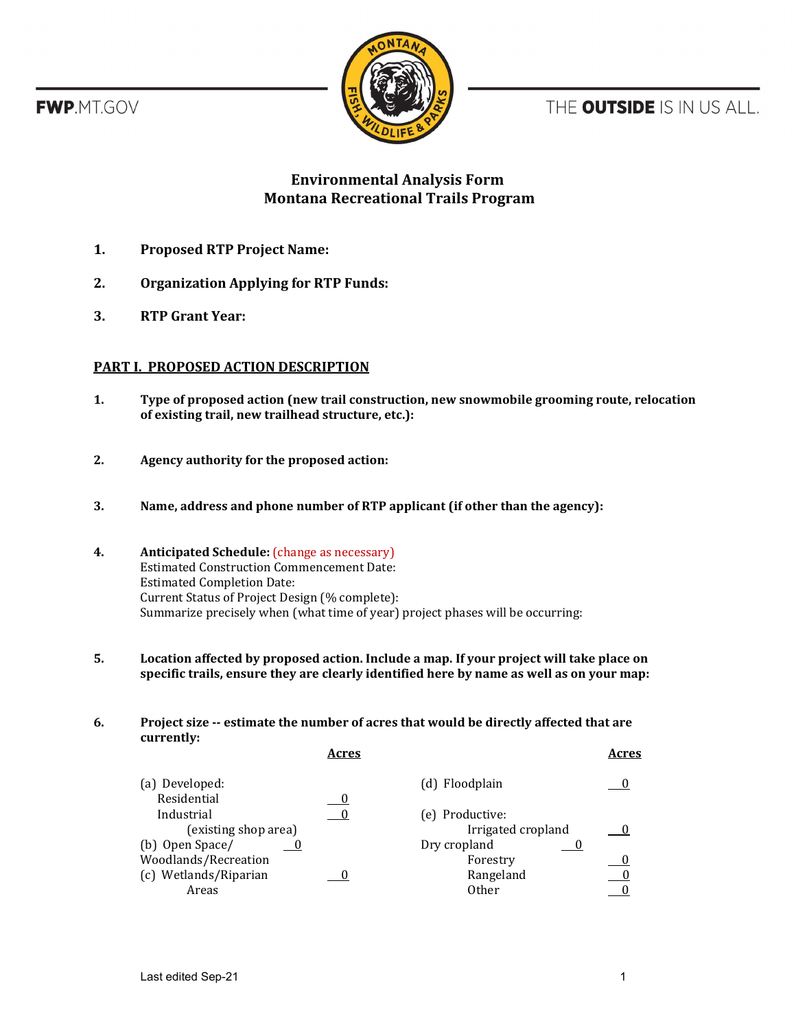FWP.MT.GOV

THE **OUTSIDE** IS IN US ALL.

# Environmental Analysis Form
# Montana Recreational Trails Program

1. **Proposed RTP Project Name:**

2. **Organization Applying for RTP Funds:**

3. **RTP Grant Year:**

## PART I. PROPOSED ACTION DESCRIPTION

1. **Type of proposed action (new trail construction, new snowmobile grooming route, relocation of existing trail, new trailhead structure, etc.):**

2. **Agency authority for the proposed action:**

3. **Name, address and phone number of RTP applicant (if other than the agency):**

4. **Anticipated Schedule:** (change as necessary)
   Estimated Construction Commencement Date:
   Estimated Completion Date:
   Current Status of Project Design (% complete):
   Summarize precisely when (what time of year) project phases will be occurring:

5. **Location affected by proposed action. Include a map. If your project will take place on specific trails, ensure they are clearly identified here by name as well as on your map:**

6. **Project size -- estimate the number of acres that would be directly affected that are currently:**

| | Acres | | Acres |
|---|---|---|---|
| (a) Developed: | | (d) Floodplain | 0 |
| Residential | 0 | | |
| Industrial (existing shop area) | 0 | (e) Productive: | |
| (b) Open Space/ Woodlands/Recreation | 0 | Irrigated cropland | 0 |
| (c) Wetlands/Riparian Areas | 0 | Dry cropland | 0 |
| | | Forestry | 0 |
| | | Rangeland | 0 |
| | | Other | 0 |

Last edited Sep-21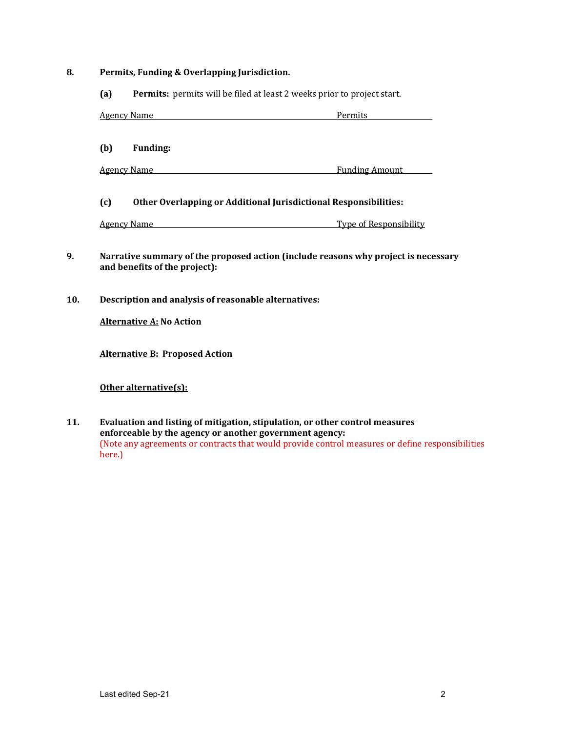**8. Permits, Funding & Overlapping Jurisdiction.**

**(a) Permits:** permits will be filed at least 2 weeks prior to project start.

| Agency Name | Permits |
| --- | --- |

**(b) Funding:**

| Agency Name | Funding Amount |
| --- | --- |

**(c) Other Overlapping or Additional Jurisdictional Responsibilities:**

| Agency Name | Type of Responsibility |
| --- | --- |

**9. Narrative summary of the proposed action (include reasons why project is necessary and benefits of the project):**

**10. Description and analysis of reasonable alternatives:**

**<u>Alternative A:</u> No Action**

**<u>Alternative B:</u> Proposed Action**

**<u>Other alternative(s):</u>**

**11. Evaluation and listing of mitigation, stipulation, or other control measures enforceable by the agency or another government agency:**

(Note any agreements or contracts that would provide control measures or define responsibilities here.)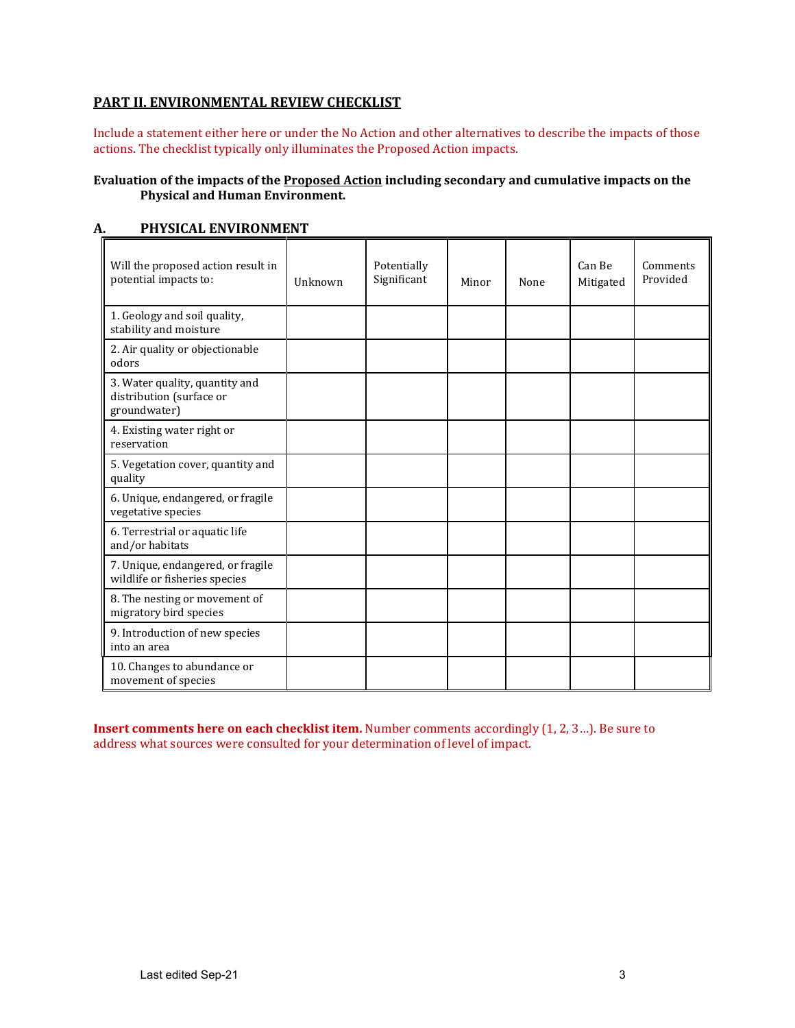## PART II. ENVIRONMENTAL REVIEW CHECKLIST

Include a statement either here or under the No Action and other alternatives to describe the impacts of those actions. The checklist typically only illuminates the Proposed Action impacts.

**Evaluation of the impacts of the Proposed Action including secondary and cumulative impacts on the Physical and Human Environment.**

### A. PHYSICAL ENVIRONMENT

| Will the proposed action result in potential impacts to: | Unknown | Potentially Significant | Minor | None | Can Be Mitigated | Comments Provided |
|---|---|---|---|---|---|---|
| 1. Geology and soil quality, stability and moisture | | | | | | |
| 2. Air quality or objectionable odors | | | | | | |
| 3. Water quality, quantity and distribution (surface or groundwater) | | | | | | |
| 4. Existing water right or reservation | | | | | | |
| 5. Vegetation cover, quantity and quality | | | | | | |
| 6. Unique, endangered, or fragile vegetative species | | | | | | |
| 6. Terrestrial or aquatic life and/or habitats | | | | | | |
| 7. Unique, endangered, or fragile wildlife or fisheries species | | | | | | |
| 8. The nesting or movement of migratory bird species | | | | | | |
| 9. Introduction of new species into an area | | | | | | |
| 10. Changes to abundance or movement of species | | | | | | |

**Insert comments here on each checklist item.** Number comments accordingly (1, 2, 3…). Be sure to address what sources were consulted for your determination of level of impact.

Last edited Sep-21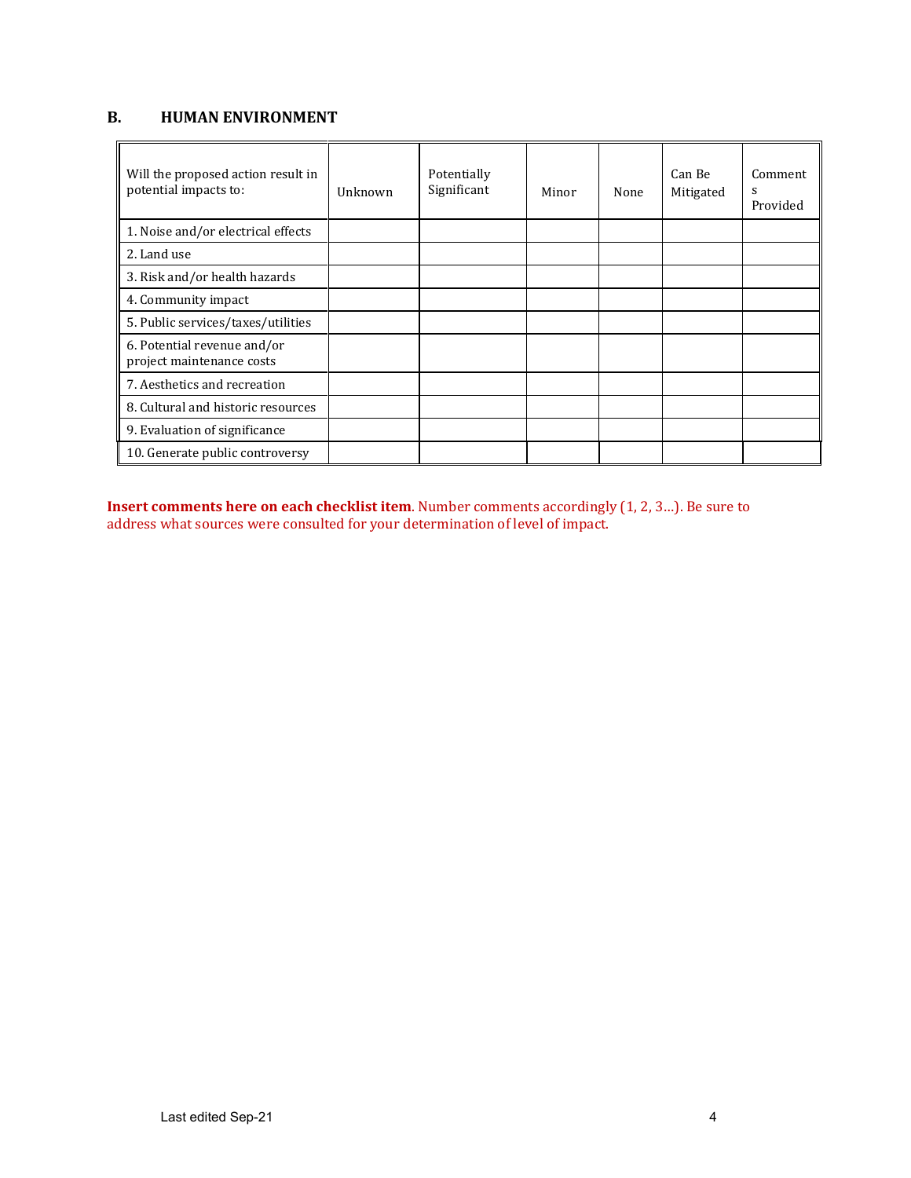## B. HUMAN ENVIRONMENT

| Will the proposed action result in potential impacts to: | Unknown | Potentially Significant | Minor | None | Can Be Mitigated | Comments Provided |
|---|---|---|---|---|---|---|
| 1. Noise and/or electrical effects | | | | | | |
| 2. Land use | | | | | | |
| 3. Risk and/or health hazards | | | | | | |
| 4. Community impact | | | | | | |
| 5. Public services/taxes/utilities | | | | | | |
| 6. Potential revenue and/or project maintenance costs | | | | | | |
| 7. Aesthetics and recreation | | | | | | |
| 8. Cultural and historic resources | | | | | | |
| 9. Evaluation of significance | | | | | | |
| 10. Generate public controversy | | | | | | |

**Insert comments here on each checklist item**. Number comments accordingly (1, 2, 3...). Be sure to address what sources were consulted for your determination of level of impact.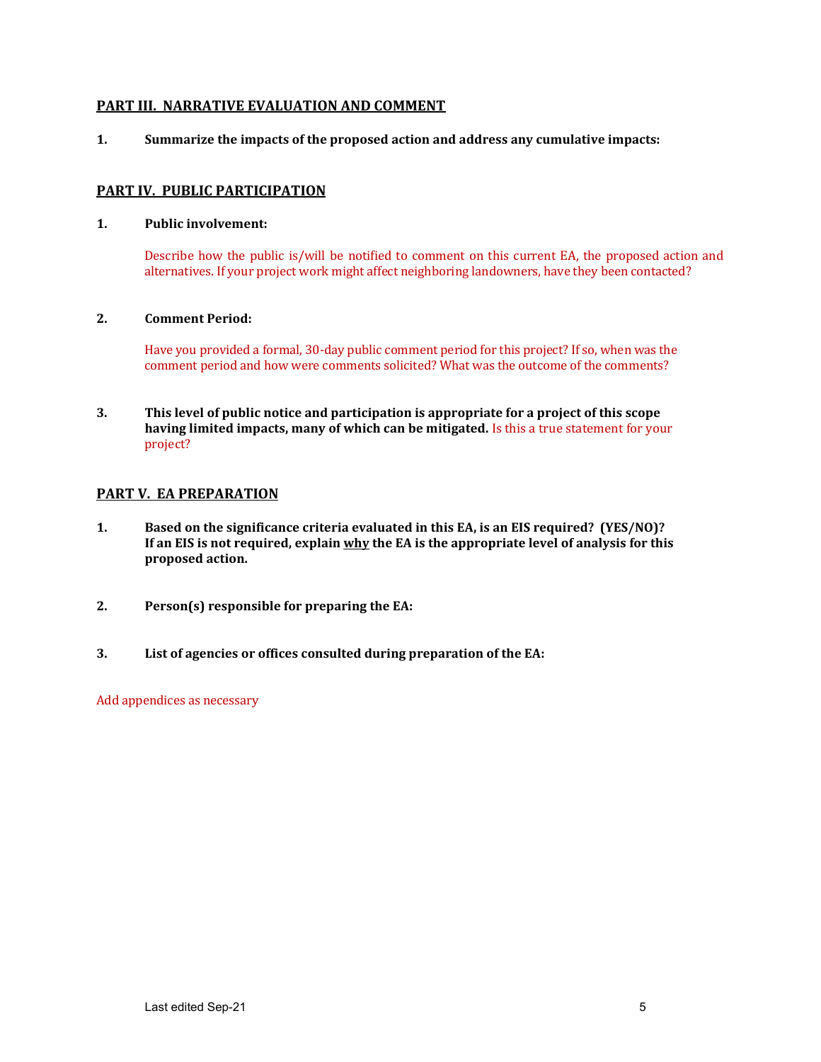## PART III. NARRATIVE EVALUATION AND COMMENT

**1. Summarize the impacts of the proposed action and address any cumulative impacts:**

## PART IV. PUBLIC PARTICIPATION

**1. Public involvement:**

Describe how the public is/will be notified to comment on this current EA, the proposed action and alternatives. If your project work might affect neighboring landowners, have they been contacted?

**2. Comment Period:**

Have you provided a formal, 30-day public comment period for this project? If so, when was the comment period and how were comments solicited? What was the outcome of the comments?

**3. This level of public notice and participation is appropriate for a project of this scope having limited impacts, many of which can be mitigated.** Is this a true statement for your project?

## PART V. EA PREPARATION

**1. Based on the significance criteria evaluated in this EA, is an EIS required? (YES/NO)? If an EIS is not required, explain <u>why</u> the EA is the appropriate level of analysis for this proposed action.**

**2. Person(s) responsible for preparing the EA:**

**3. List of agencies or offices consulted during preparation of the EA:**

Add appendices as necessary

Last edited Sep-21